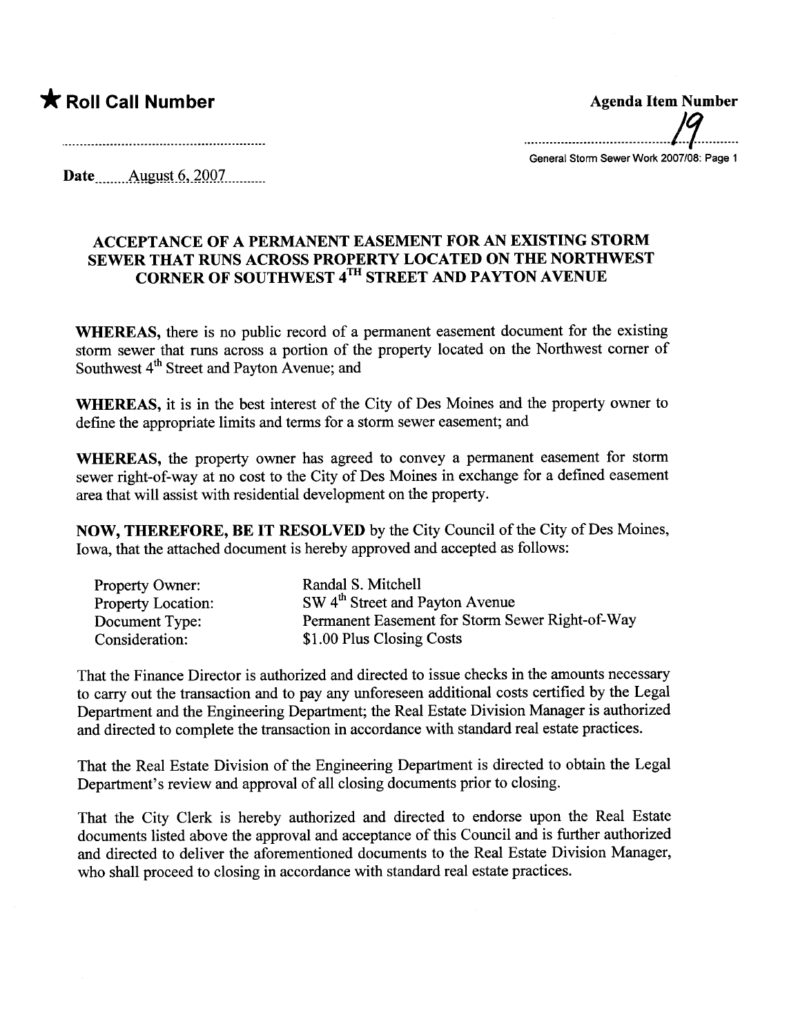★ **Roll Call Number**

**Agenda Item Number**

19

General Storm Sewer Work 2007/08: Page 1

**Date** August 6, 2007

## ACCEPTANCE OF A PERMANENT EASEMENT FOR AN EXISTING STORM SEWER THAT RUNS ACROSS PROPERTY LOCATED ON THE NORTHWEST CORNER OF SOUTHWEST 4TH STREET AND PAYTON AVENUE

**WHEREAS,** there is no public record of a permanent easement document for the existing storm sewer that runs across a portion of the property located on the Northwest corner of Southwest 4th Street and Payton Avenue; and

**WHEREAS,** it is in the best interest of the City of Des Moines and the property owner to define the appropriate limits and terms for a storm sewer easement; and

**WHEREAS,** the property owner has agreed to convey a permanent easement for storm sewer right-of-way at no cost to the City of Des Moines in exchange for a defined easement area that will assist with residential development on the property.

**NOW, THEREFORE, BE IT RESOLVED** by the City Council of the City of Des Moines, Iowa, that the attached document is hereby approved and accepted as follows:

| | |
|---|---|
| Property Owner: | Randal S. Mitchell |
| Property Location: | SW 4th Street and Payton Avenue |
| Document Type: | Permanent Easement for Storm Sewer Right-of-Way |
| Consideration: | $1.00 Plus Closing Costs |

That the Finance Director is authorized and directed to issue checks in the amounts necessary to carry out the transaction and to pay any unforeseen additional costs certified by the Legal Department and the Engineering Department; the Real Estate Division Manager is authorized and directed to complete the transaction in accordance with standard real estate practices.

That the Real Estate Division of the Engineering Department is directed to obtain the Legal Department's review and approval of all closing documents prior to closing.

That the City Clerk is hereby authorized and directed to endorse upon the Real Estate documents listed above the approval and acceptance of this Council and is further authorized and directed to deliver the aforementioned documents to the Real Estate Division Manager, who shall proceed to closing in accordance with standard real estate practices.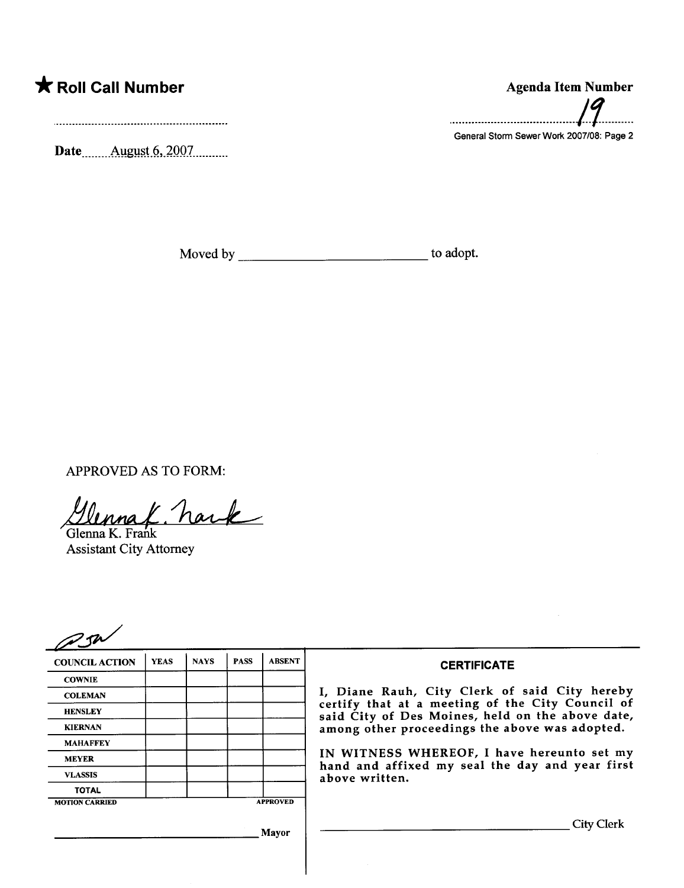**★ Roll Call Number**

..........................................................

Date........August 6, 2007..........

**Agenda Item Number**

..........................................19..........

General Storm Sewer Work 2007/08: Page 2

Moved by ___________________________ to adopt.

APPROVED AS TO FORM:

Glenna K. Frank
Glenna K. Frank
Assistant City Attorney

| COUNCIL ACTION | YEAS | NAYS | PASS | ABSENT |
|---|---|---|---|---|
| COWNIE | | | | |
| COLEMAN | | | | |
| HENSLEY | | | | |
| KIERNAN | | | | |
| MAHAFFEY | | | | |
| MEYER | | | | |
| VLASSIS | | | | |
| TOTAL | | | | |

MOTION CARRIED APPROVED

___________________________ Mayor

**CERTIFICATE**

I, Diane Rauh, City Clerk of said City hereby certify that at a meeting of the City Council of said City of Des Moines, held on the above date, among other proceedings the above was adopted.

IN WITNESS WHEREOF, I have hereunto set my hand and affixed my seal the day and year first above written.

___________________________ City Clerk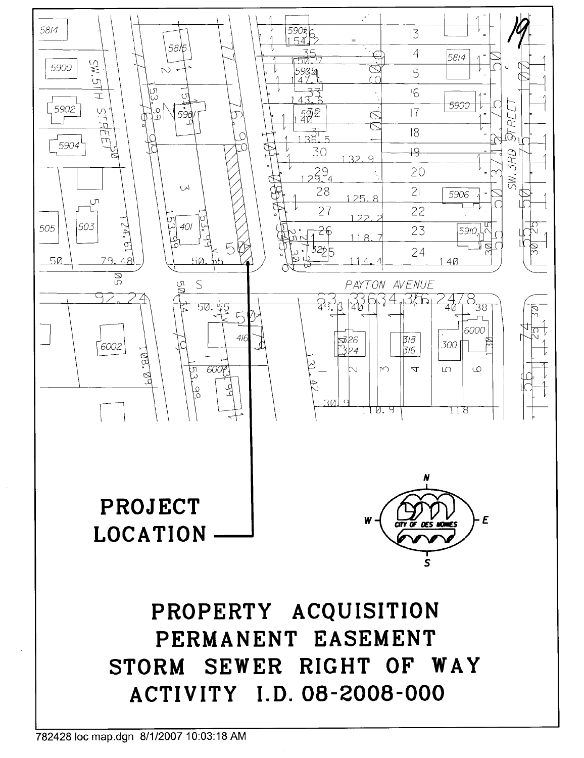19

PROJECT LOCATION

PROPERTY ACQUISITION
PERMANENT EASEMENT
STORM SEWER RIGHT OF WAY
ACTIVITY I.D. 08-2008-000

782428 loc map.dgn 8/1/2007 10:03:18 AM